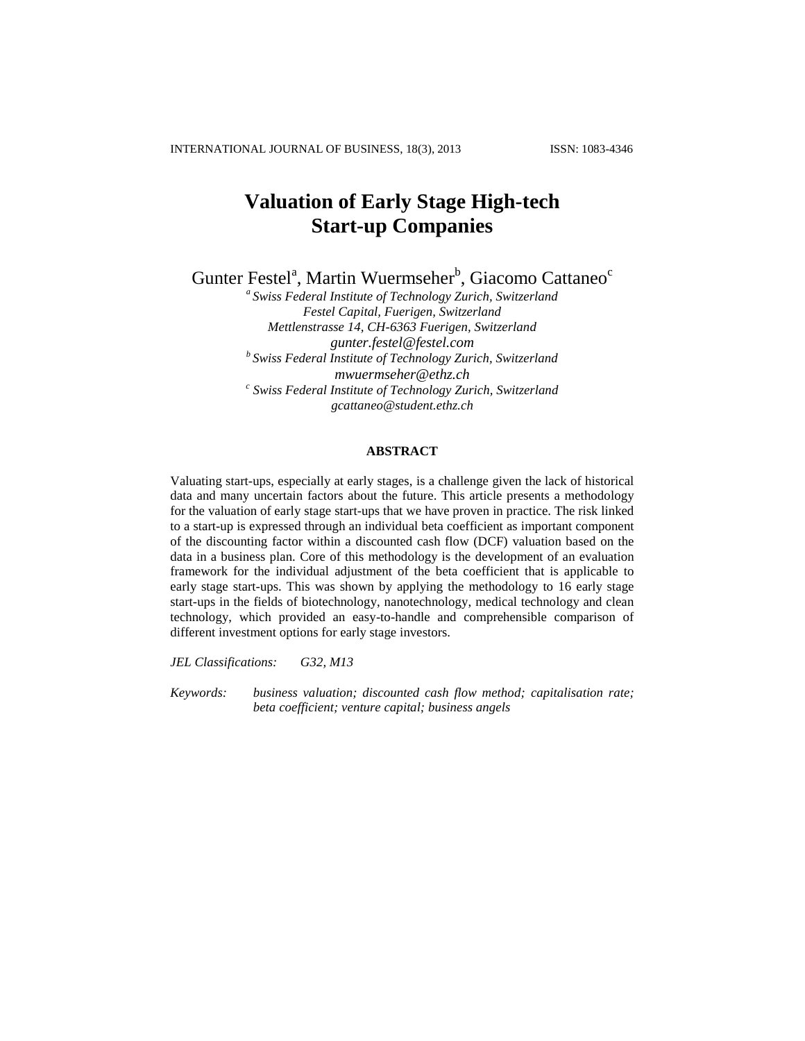# Valuation of Early Stage High-tech Start-up Companies

Gunter Festel[a], Martin Wuermseher[b], Giacomo Cattaneo[c]

[a] *Swiss Federal Institute of Technology Zurich, Switzerland*
*Festel Capital, Fuerigen, Switzerland*
*Mettlenstrasse 14, CH-6363 Fuerigen, Switzerland*
*gunter.festel@festel.com*

[b] *Swiss Federal Institute of Technology Zurich, Switzerland*
*mwuermseher@ethz.ch*

[c] *Swiss Federal Institute of Technology Zurich, Switzerland*
*gcattaneo@student.ethz.ch*

## ABSTRACT

Valuating start-ups, especially at early stages, is a challenge given the lack of historical data and many uncertain factors about the future. This article presents a methodology for the valuation of early stage start-ups that we have proven in practice. The risk linked to a start-up is expressed through an individual beta coefficient as important component of the discounting factor within a discounted cash flow (DCF) valuation based on the data in a business plan. Core of this methodology is the development of an evaluation framework for the individual adjustment of the beta coefficient that is applicable to early stage start-ups. This was shown by applying the methodology to 16 early stage start-ups in the fields of biotechnology, nanotechnology, medical technology and clean technology, which provided an easy-to-handle and comprehensible comparison of different investment options for early stage investors.

*JEL Classifications:* *G32, M13*

*Keywords:* *business valuation; discounted cash flow method; capitalisation rate; beta coefficient; venture capital; business angels*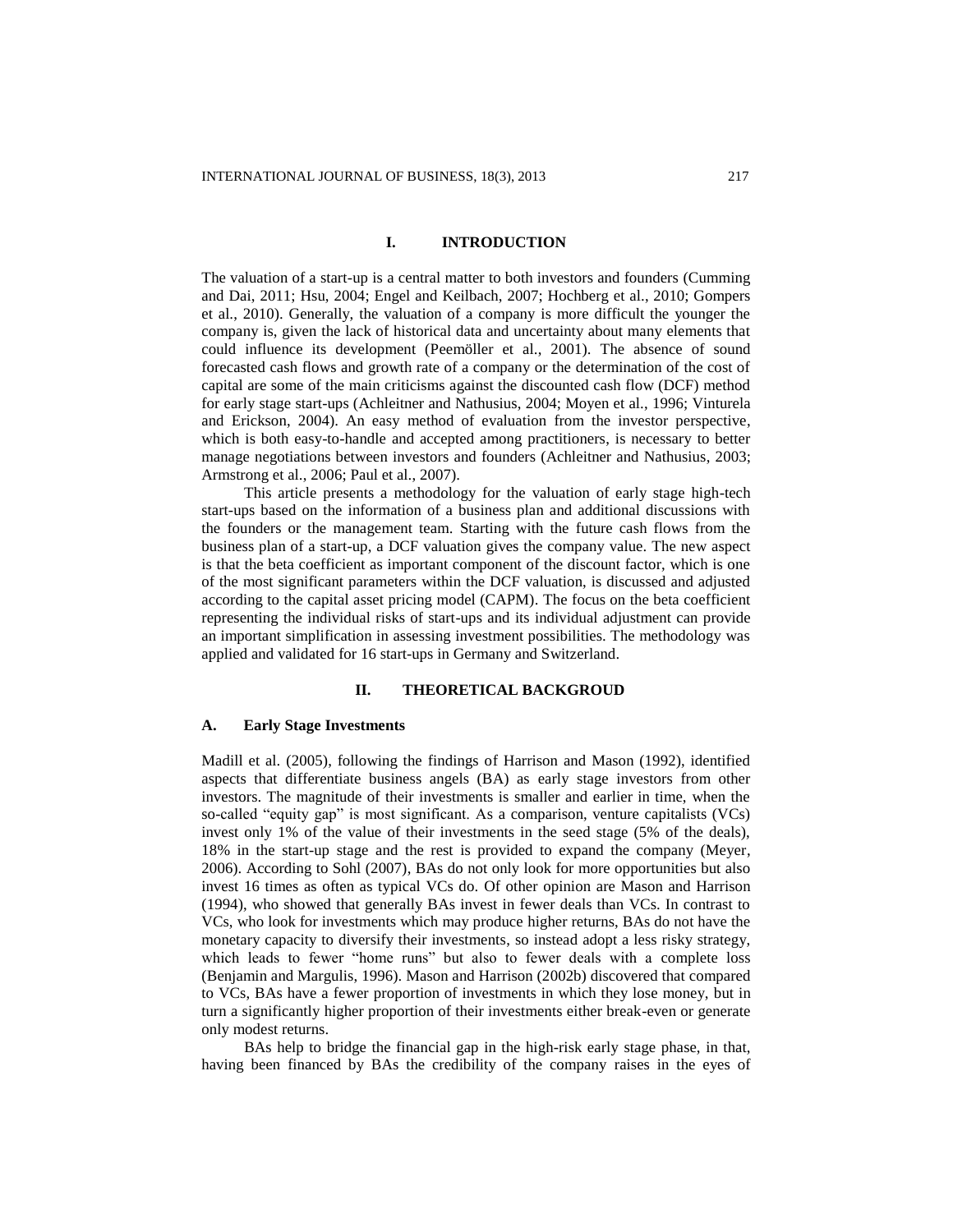## I. INTRODUCTION

The valuation of a start-up is a central matter to both investors and founders (Cumming and Dai, 2011; Hsu, 2004; Engel and Keilbach, 2007; Hochberg et al., 2010; Gompers et al., 2010). Generally, the valuation of a company is more difficult the younger the company is, given the lack of historical data and uncertainty about many elements that could influence its development (Peemöller et al., 2001). The absence of sound forecasted cash flows and growth rate of a company or the determination of the cost of capital are some of the main criticisms against the discounted cash flow (DCF) method for early stage start-ups (Achleitner and Nathusius, 2004; Moyen et al., 1996; Vinturela and Erickson, 2004). An easy method of evaluation from the investor perspective, which is both easy-to-handle and accepted among practitioners, is necessary to better manage negotiations between investors and founders (Achleitner and Nathusius, 2003; Armstrong et al., 2006; Paul et al., 2007).

This article presents a methodology for the valuation of early stage high-tech start-ups based on the information of a business plan and additional discussions with the founders or the management team. Starting with the future cash flows from the business plan of a start-up, a DCF valuation gives the company value. The new aspect is that the beta coefficient as important component of the discount factor, which is one of the most significant parameters within the DCF valuation, is discussed and adjusted according to the capital asset pricing model (CAPM). The focus on the beta coefficient representing the individual risks of start-ups and its individual adjustment can provide an important simplification in assessing investment possibilities. The methodology was applied and validated for 16 start-ups in Germany and Switzerland.

## II. THEORETICAL BACKGROUD

### A. Early Stage Investments

Madill et al. (2005), following the findings of Harrison and Mason (1992), identified aspects that differentiate business angels (BA) as early stage investors from other investors. The magnitude of their investments is smaller and earlier in time, when the so-called "equity gap" is most significant. As a comparison, venture capitalists (VCs) invest only 1% of the value of their investments in the seed stage (5% of the deals), 18% in the start-up stage and the rest is provided to expand the company (Meyer, 2006). According to Sohl (2007), BAs do not only look for more opportunities but also invest 16 times as often as typical VCs do. Of other opinion are Mason and Harrison (1994), who showed that generally BAs invest in fewer deals than VCs. In contrast to VCs, who look for investments which may produce higher returns, BAs do not have the monetary capacity to diversify their investments, so instead adopt a less risky strategy, which leads to fewer "home runs" but also to fewer deals with a complete loss (Benjamin and Margulis, 1996). Mason and Harrison (2002b) discovered that compared to VCs, BAs have a fewer proportion of investments in which they lose money, but in turn a significantly higher proportion of their investments either break-even or generate only modest returns.

BAs help to bridge the financial gap in the high-risk early stage phase, in that, having been financed by BAs the credibility of the company raises in the eyes of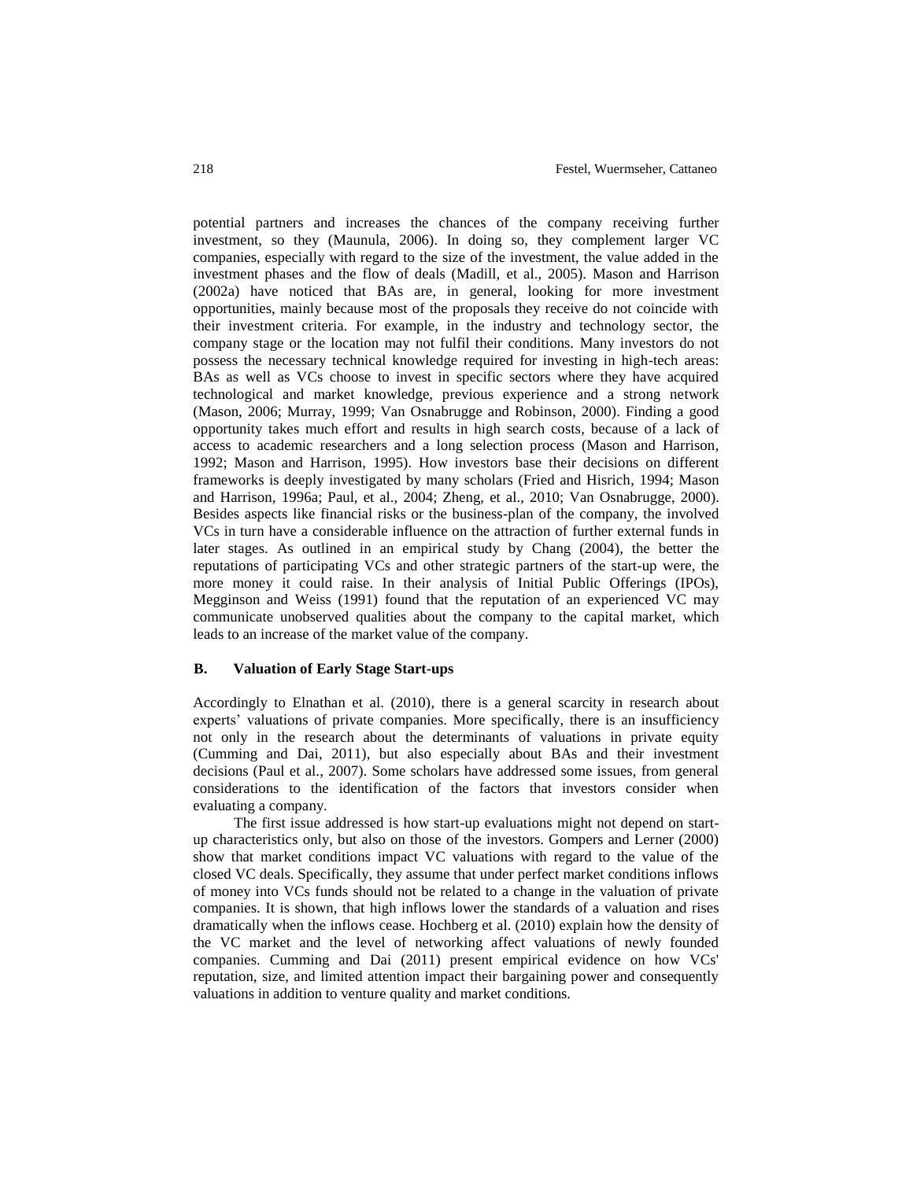potential partners and increases the chances of the company receiving further investment, so they (Maunula, 2006). In doing so, they complement larger VC companies, especially with regard to the size of the investment, the value added in the investment phases and the flow of deals (Madill, et al., 2005). Mason and Harrison (2002a) have noticed that BAs are, in general, looking for more investment opportunities, mainly because most of the proposals they receive do not coincide with their investment criteria. For example, in the industry and technology sector, the company stage or the location may not fulfil their conditions. Many investors do not possess the necessary technical knowledge required for investing in high-tech areas: BAs as well as VCs choose to invest in specific sectors where they have acquired technological and market knowledge, previous experience and a strong network (Mason, 2006; Murray, 1999; Van Osnabrugge and Robinson, 2000). Finding a good opportunity takes much effort and results in high search costs, because of a lack of access to academic researchers and a long selection process (Mason and Harrison, 1992; Mason and Harrison, 1995). How investors base their decisions on different frameworks is deeply investigated by many scholars (Fried and Hisrich, 1994; Mason and Harrison, 1996a; Paul, et al., 2004; Zheng, et al., 2010; Van Osnabrugge, 2000). Besides aspects like financial risks or the business-plan of the company, the involved VCs in turn have a considerable influence on the attraction of further external funds in later stages. As outlined in an empirical study by Chang (2004), the better the reputations of participating VCs and other strategic partners of the start-up were, the more money it could raise. In their analysis of Initial Public Offerings (IPOs), Megginson and Weiss (1991) found that the reputation of an experienced VC may communicate unobserved qualities about the company to the capital market, which leads to an increase of the market value of the company.

### B. Valuation of Early Stage Start-ups

Accordingly to Elnathan et al. (2010), there is a general scarcity in research about experts' valuations of private companies. More specifically, there is an insufficiency not only in the research about the determinants of valuations in private equity (Cumming and Dai, 2011), but also especially about BAs and their investment decisions (Paul et al., 2007). Some scholars have addressed some issues, from general considerations to the identification of the factors that investors consider when evaluating a company.

The first issue addressed is how start-up evaluations might not depend on start-up characteristics only, but also on those of the investors. Gompers and Lerner (2000) show that market conditions impact VC valuations with regard to the value of the closed VC deals. Specifically, they assume that under perfect market conditions inflows of money into VCs funds should not be related to a change in the valuation of private companies. It is shown, that high inflows lower the standards of a valuation and rises dramatically when the inflows cease. Hochberg et al. (2010) explain how the density of the VC market and the level of networking affect valuations of newly founded companies. Cumming and Dai (2011) present empirical evidence on how VCs' reputation, size, and limited attention impact their bargaining power and consequently valuations in addition to venture quality and market conditions.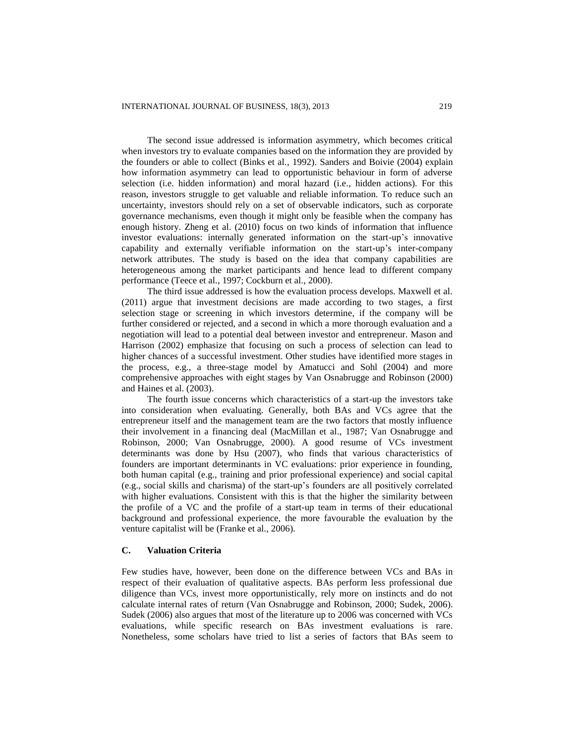The second issue addressed is information asymmetry, which becomes critical when investors try to evaluate companies based on the information they are provided by the founders or able to collect (Binks et al., 1992). Sanders and Boivie (2004) explain how information asymmetry can lead to opportunistic behaviour in form of adverse selection (i.e. hidden information) and moral hazard (i.e., hidden actions). For this reason, investors struggle to get valuable and reliable information. To reduce such an uncertainty, investors should rely on a set of observable indicators, such as corporate governance mechanisms, even though it might only be feasible when the company has enough history. Zheng et al. (2010) focus on two kinds of information that influence investor evaluations: internally generated information on the start-up's innovative capability and externally verifiable information on the start-up's inter-company network attributes. The study is based on the idea that company capabilities are heterogeneous among the market participants and hence lead to different company performance (Teece et al., 1997; Cockburn et al., 2000).

The third issue addressed is how the evaluation process develops. Maxwell et al. (2011) argue that investment decisions are made according to two stages, a first selection stage or screening in which investors determine, if the company will be further considered or rejected, and a second in which a more thorough evaluation and a negotiation will lead to a potential deal between investor and entrepreneur. Mason and Harrison (2002) emphasize that focusing on such a process of selection can lead to higher chances of a successful investment. Other studies have identified more stages in the process, e.g., a three-stage model by Amatucci and Sohl (2004) and more comprehensive approaches with eight stages by Van Osnabrugge and Robinson (2000) and Haines et al. (2003).

The fourth issue concerns which characteristics of a start-up the investors take into consideration when evaluating. Generally, both BAs and VCs agree that the entrepreneur itself and the management team are the two factors that mostly influence their involvement in a financing deal (MacMillan et al., 1987; Van Osnabrugge and Robinson, 2000; Van Osnabrugge, 2000). A good resume of VCs investment determinants was done by Hsu (2007), who finds that various characteristics of founders are important determinants in VC evaluations: prior experience in founding, both human capital (e.g., training and prior professional experience) and social capital (e.g., social skills and charisma) of the start-up's founders are all positively correlated with higher evaluations. Consistent with this is that the higher the similarity between the profile of a VC and the profile of a start-up team in terms of their educational background and professional experience, the more favourable the evaluation by the venture capitalist will be (Franke et al., 2006).

### C. Valuation Criteria

Few studies have, however, been done on the difference between VCs and BAs in respect of their evaluation of qualitative aspects. BAs perform less professional due diligence than VCs, invest more opportunistically, rely more on instincts and do not calculate internal rates of return (Van Osnabrugge and Robinson, 2000; Sudek, 2006). Sudek (2006) also argues that most of the literature up to 2006 was concerned with VCs evaluations, while specific research on BAs investment evaluations is rare. Nonetheless, some scholars have tried to list a series of factors that BAs seem to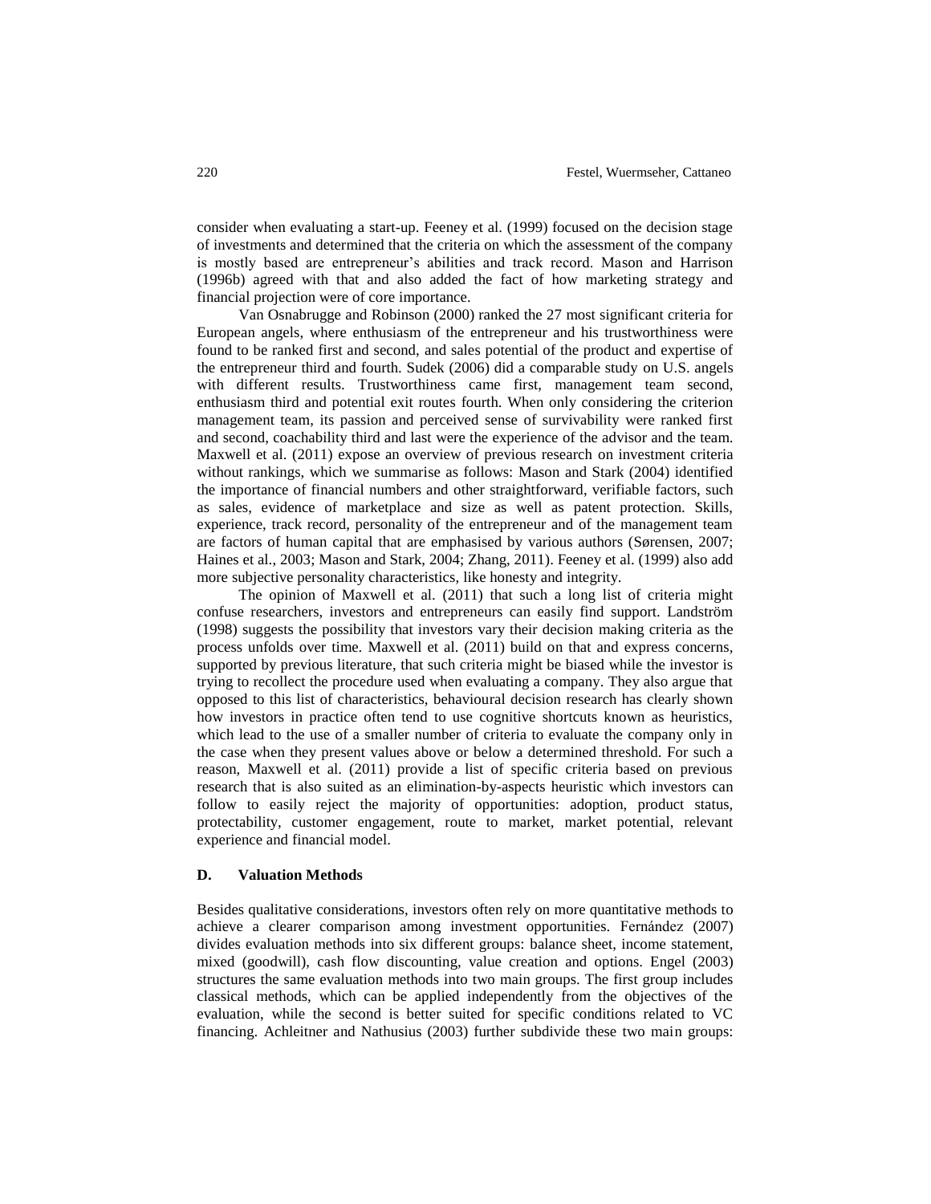consider when evaluating a start-up. Feeney et al. (1999) focused on the decision stage of investments and determined that the criteria on which the assessment of the company is mostly based are entrepreneur's abilities and track record. Mason and Harrison (1996b) agreed with that and also added the fact of how marketing strategy and financial projection were of core importance.

Van Osnabrugge and Robinson (2000) ranked the 27 most significant criteria for European angels, where enthusiasm of the entrepreneur and his trustworthiness were found to be ranked first and second, and sales potential of the product and expertise of the entrepreneur third and fourth. Sudek (2006) did a comparable study on U.S. angels with different results. Trustworthiness came first, management team second, enthusiasm third and potential exit routes fourth. When only considering the criterion management team, its passion and perceived sense of survivability were ranked first and second, coachability third and last were the experience of the advisor and the team. Maxwell et al. (2011) expose an overview of previous research on investment criteria without rankings, which we summarise as follows: Mason and Stark (2004) identified the importance of financial numbers and other straightforward, verifiable factors, such as sales, evidence of marketplace and size as well as patent protection. Skills, experience, track record, personality of the entrepreneur and of the management team are factors of human capital that are emphasised by various authors (Sørensen, 2007; Haines et al., 2003; Mason and Stark, 2004; Zhang, 2011). Feeney et al. (1999) also add more subjective personality characteristics, like honesty and integrity.

The opinion of Maxwell et al. (2011) that such a long list of criteria might confuse researchers, investors and entrepreneurs can easily find support. Landström (1998) suggests the possibility that investors vary their decision making criteria as the process unfolds over time. Maxwell et al. (2011) build on that and express concerns, supported by previous literature, that such criteria might be biased while the investor is trying to recollect the procedure used when evaluating a company. They also argue that opposed to this list of characteristics, behavioural decision research has clearly shown how investors in practice often tend to use cognitive shortcuts known as heuristics, which lead to the use of a smaller number of criteria to evaluate the company only in the case when they present values above or below a determined threshold. For such a reason, Maxwell et al. (2011) provide a list of specific criteria based on previous research that is also suited as an elimination-by-aspects heuristic which investors can follow to easily reject the majority of opportunities: adoption, product status, protectability, customer engagement, route to market, market potential, relevant experience and financial model.

### D. Valuation Methods

Besides qualitative considerations, investors often rely on more quantitative methods to achieve a clearer comparison among investment opportunities. Fernández (2007) divides evaluation methods into six different groups: balance sheet, income statement, mixed (goodwill), cash flow discounting, value creation and options. Engel (2003) structures the same evaluation methods into two main groups. The first group includes classical methods, which can be applied independently from the objectives of the evaluation, while the second is better suited for specific conditions related to VC financing. Achleitner and Nathusius (2003) further subdivide these two main groups: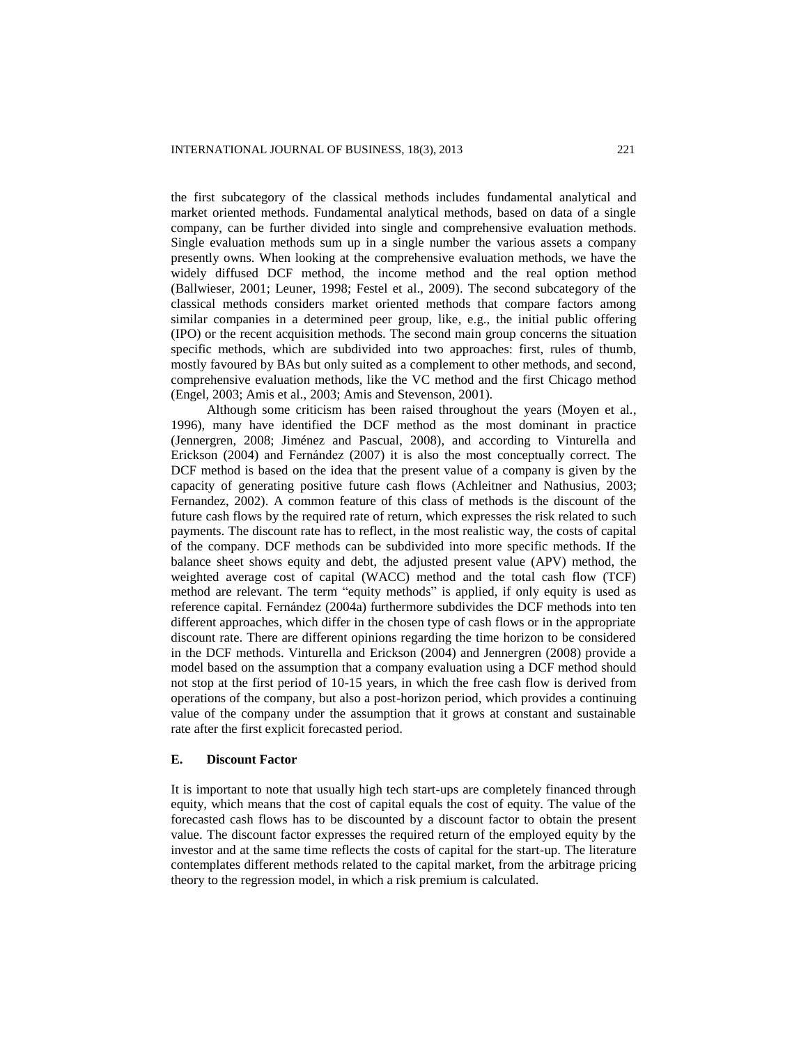the first subcategory of the classical methods includes fundamental analytical and market oriented methods. Fundamental analytical methods, based on data of a single company, can be further divided into single and comprehensive evaluation methods. Single evaluation methods sum up in a single number the various assets a company presently owns. When looking at the comprehensive evaluation methods, we have the widely diffused DCF method, the income method and the real option method (Ballwieser, 2001; Leuner, 1998; Festel et al., 2009). The second subcategory of the classical methods considers market oriented methods that compare factors among similar companies in a determined peer group, like, e.g., the initial public offering (IPO) or the recent acquisition methods. The second main group concerns the situation specific methods, which are subdivided into two approaches: first, rules of thumb, mostly favoured by BAs but only suited as a complement to other methods, and second, comprehensive evaluation methods, like the VC method and the first Chicago method (Engel, 2003; Amis et al., 2003; Amis and Stevenson, 2001).

Although some criticism has been raised throughout the years (Moyen et al., 1996), many have identified the DCF method as the most dominant in practice (Jennergren, 2008; Jiménez and Pascual, 2008), and according to Vinturella and Erickson (2004) and Fernández (2007) it is also the most conceptually correct. The DCF method is based on the idea that the present value of a company is given by the capacity of generating positive future cash flows (Achleitner and Nathusius, 2003; Fernandez, 2002). A common feature of this class of methods is the discount of the future cash flows by the required rate of return, which expresses the risk related to such payments. The discount rate has to reflect, in the most realistic way, the costs of capital of the company. DCF methods can be subdivided into more specific methods. If the balance sheet shows equity and debt, the adjusted present value (APV) method, the weighted average cost of capital (WACC) method and the total cash flow (TCF) method are relevant. The term "equity methods" is applied, if only equity is used as reference capital. Fernández (2004a) furthermore subdivides the DCF methods into ten different approaches, which differ in the chosen type of cash flows or in the appropriate discount rate. There are different opinions regarding the time horizon to be considered in the DCF methods. Vinturella and Erickson (2004) and Jennergren (2008) provide a model based on the assumption that a company evaluation using a DCF method should not stop at the first period of 10-15 years, in which the free cash flow is derived from operations of the company, but also a post-horizon period, which provides a continuing value of the company under the assumption that it grows at constant and sustainable rate after the first explicit forecasted period.

## E. Discount Factor

It is important to note that usually high tech start-ups are completely financed through equity, which means that the cost of capital equals the cost of equity. The value of the forecasted cash flows has to be discounted by a discount factor to obtain the present value. The discount factor expresses the required return of the employed equity by the investor and at the same time reflects the costs of capital for the start-up. The literature contemplates different methods related to the capital market, from the arbitrage pricing theory to the regression model, in which a risk premium is calculated.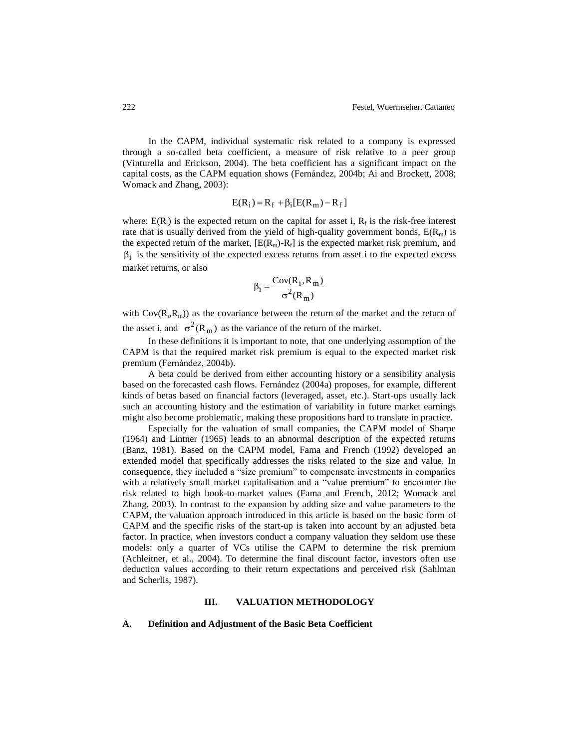In the CAPM, individual systematic risk related to a company is expressed through a so-called beta coefficient, a measure of risk relative to a peer group (Vinturella and Erickson, 2004). The beta coefficient has a significant impact on the capital costs, as the CAPM equation shows (Fernández, 2004b; Ai and Brockett, 2008; Womack and Zhang, 2003):

$$E(R_i) = R_f + \beta_i[E(R_m) - R_f]$$

where: $E(R_i)$ is the expected return on the capital for asset i, $R_f$ is the risk-free interest rate that is usually derived from the yield of high-quality government bonds, $E(R_m)$ is the expected return of the market, $[E(R_m)-R_f]$ is the expected market risk premium, and $\beta_i$ is the sensitivity of the expected excess returns from asset i to the expected excess market returns, or also

$$\beta_i = \frac{Cov(R_i, R_m)}{\sigma^2(R_m)}$$

with $Cov(R_i,R_m)$) as the covariance between the return of the market and the return of the asset i, and $\sigma^2(R_m)$ as the variance of the return of the market.

In these definitions it is important to note, that one underlying assumption of the CAPM is that the required market risk premium is equal to the expected market risk premium (Fernández, 2004b).

A beta could be derived from either accounting history or a sensibility analysis based on the forecasted cash flows. Fernández (2004a) proposes, for example, different kinds of betas based on financial factors (leveraged, asset, etc.). Start-ups usually lack such an accounting history and the estimation of variability in future market earnings might also become problematic, making these propositions hard to translate in practice.

Especially for the valuation of small companies, the CAPM model of Sharpe (1964) and Lintner (1965) leads to an abnormal description of the expected returns (Banz, 1981). Based on the CAPM model, Fama and French (1992) developed an extended model that specifically addresses the risks related to the size and value. In consequence, they included a "size premium" to compensate investments in companies with a relatively small market capitalisation and a "value premium" to encounter the risk related to high book-to-market values (Fama and French, 2012; Womack and Zhang, 2003). In contrast to the expansion by adding size and value parameters to the CAPM, the valuation approach introduced in this article is based on the basic form of CAPM and the specific risks of the start-up is taken into account by an adjusted beta factor. In practice, when investors conduct a company valuation they seldom use these models: only a quarter of VCs utilise the CAPM to determine the risk premium (Achleitner, et al., 2004). To determine the final discount factor, investors often use deduction values according to their return expectations and perceived risk (Sahlman and Scherlis, 1987).

## III. VALUATION METHODOLOGY

### A. Definition and Adjustment of the Basic Beta Coefficient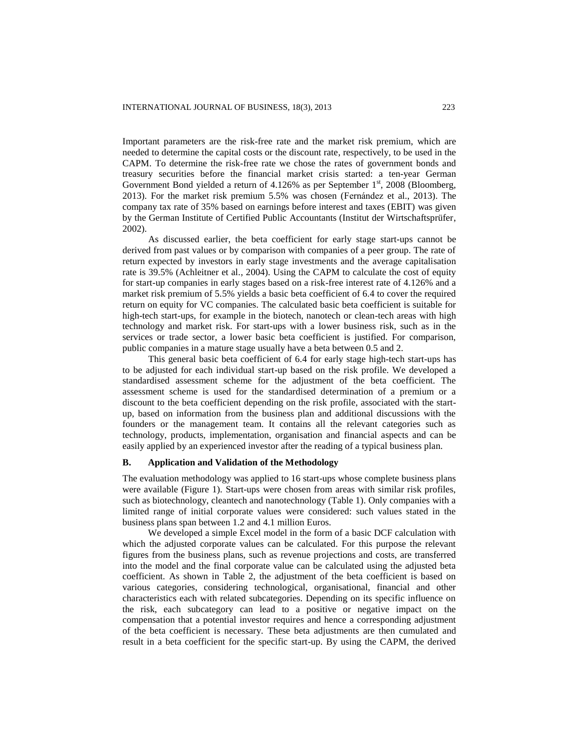Important parameters are the risk-free rate and the market risk premium, which are needed to determine the capital costs or the discount rate, respectively, to be used in the CAPM. To determine the risk-free rate we chose the rates of government bonds and treasury securities before the financial market crisis started: a ten-year German Government Bond yielded a return of 4.126% as per September 1st, 2008 (Bloomberg, 2013). For the market risk premium 5.5% was chosen (Fernández et al., 2013). The company tax rate of 35% based on earnings before interest and taxes (EBIT) was given by the German Institute of Certified Public Accountants (Institut der Wirtschaftsprüfer, 2002).

As discussed earlier, the beta coefficient for early stage start-ups cannot be derived from past values or by comparison with companies of a peer group. The rate of return expected by investors in early stage investments and the average capitalisation rate is 39.5% (Achleitner et al., 2004). Using the CAPM to calculate the cost of equity for start-up companies in early stages based on a risk-free interest rate of 4.126% and a market risk premium of 5.5% yields a basic beta coefficient of 6.4 to cover the required return on equity for VC companies. The calculated basic beta coefficient is suitable for high-tech start-ups, for example in the biotech, nanotech or clean-tech areas with high technology and market risk. For start-ups with a lower business risk, such as in the services or trade sector, a lower basic beta coefficient is justified. For comparison, public companies in a mature stage usually have a beta between 0.5 and 2.

This general basic beta coefficient of 6.4 for early stage high-tech start-ups has to be adjusted for each individual start-up based on the risk profile. We developed a standardised assessment scheme for the adjustment of the beta coefficient. The assessment scheme is used for the standardised determination of a premium or a discount to the beta coefficient depending on the risk profile, associated with the start-up, based on information from the business plan and additional discussions with the founders or the management team. It contains all the relevant categories such as technology, products, implementation, organisation and financial aspects and can be easily applied by an experienced investor after the reading of a typical business plan.

### B. Application and Validation of the Methodology

The evaluation methodology was applied to 16 start-ups whose complete business plans were available (Figure 1). Start-ups were chosen from areas with similar risk profiles, such as biotechnology, cleantech and nanotechnology (Table 1). Only companies with a limited range of initial corporate values were considered: such values stated in the business plans span between 1.2 and 4.1 million Euros.

We developed a simple Excel model in the form of a basic DCF calculation with which the adjusted corporate values can be calculated. For this purpose the relevant figures from the business plans, such as revenue projections and costs, are transferred into the model and the final corporate value can be calculated using the adjusted beta coefficient. As shown in Table 2, the adjustment of the beta coefficient is based on various categories, considering technological, organisational, financial and other characteristics each with related subcategories. Depending on its specific influence on the risk, each subcategory can lead to a positive or negative impact on the compensation that a potential investor requires and hence a corresponding adjustment of the beta coefficient is necessary. These beta adjustments are then cumulated and result in a beta coefficient for the specific start-up. By using the CAPM, the derived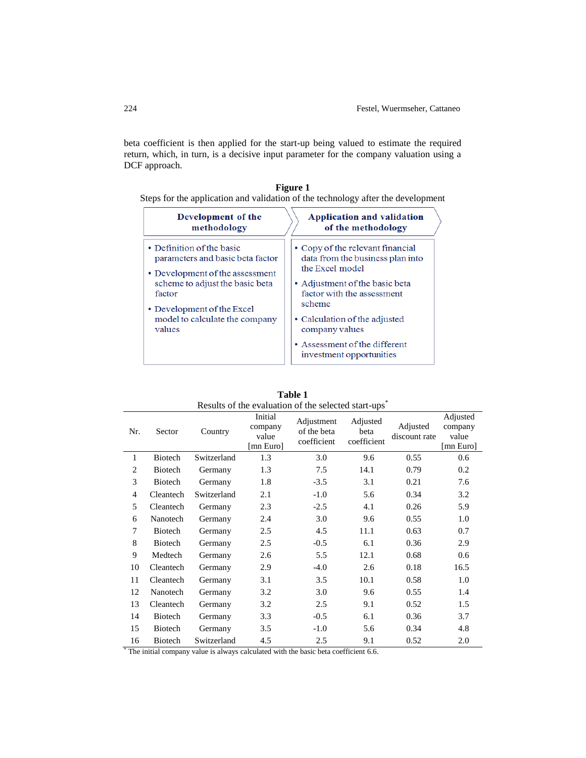beta coefficient is then applied for the start-up being valued to estimate the required return, which, in turn, is a decisive input parameter for the company valuation using a DCF approach.

**Figure 1**

Steps for the application and validation of the technology after the development

| Development of the methodology | Application and validation of the methodology |
|---|---|
| • Definition of the basic parameters and basic beta factor<br>• Development of the assessment scheme to adjust the basic beta factor<br>• Development of the Excel model to calculate the company values | • Copy of the relevant financial data from the business plan into the Excel model<br>• Adjustment of the basic beta factor with the assessment scheme<br>• Calculation of the adjusted company values<br>• Assessment of the different investment opportunities |

**Table 1**

Results of the evaluation of the selected start-ups*

| Nr. | Sector | Country | Initial company value [mn Euro] | Adjustment of the beta coefficient | Adjusted beta coefficient | Adjusted discount rate | Adjusted company value [mn Euro] |
|---|---|---|---|---|---|---|---|
| 1 | Biotech | Switzerland | 1.3 | 3.0 | 9.6 | 0.55 | 0.6 |
| 2 | Biotech | Germany | 1.3 | 7.5 | 14.1 | 0.79 | 0.2 |
| 3 | Biotech | Germany | 1.8 | -3.5 | 3.1 | 0.21 | 7.6 |
| 4 | Cleantech | Switzerland | 2.1 | -1.0 | 5.6 | 0.34 | 3.2 |
| 5 | Cleantech | Germany | 2.3 | -2.5 | 4.1 | 0.26 | 5.9 |
| 6 | Nanotech | Germany | 2.4 | 3.0 | 9.6 | 0.55 | 1.0 |
| 7 | Biotech | Germany | 2.5 | 4.5 | 11.1 | 0.63 | 0.7 |
| 8 | Biotech | Germany | 2.5 | -0.5 | 6.1 | 0.36 | 2.9 |
| 9 | Medtech | Germany | 2.6 | 5.5 | 12.1 | 0.68 | 0.6 |
| 10 | Cleantech | Germany | 2.9 | -4.0 | 2.6 | 0.18 | 16.5 |
| 11 | Cleantech | Germany | 3.1 | 3.5 | 10.1 | 0.58 | 1.0 |
| 12 | Nanotech | Germany | 3.2 | 3.0 | 9.6 | 0.55 | 1.4 |
| 13 | Cleantech | Germany | 3.2 | 2.5 | 9.1 | 0.52 | 1.5 |
| 14 | Biotech | Germany | 3.3 | -0.5 | 6.1 | 0.36 | 3.7 |
| 15 | Biotech | Germany | 3.5 | -1.0 | 5.6 | 0.34 | 4.8 |
| 16 | Biotech | Switzerland | 4.5 | 2.5 | 9.1 | 0.52 | 2.0 |

* The initial company value is always calculated with the basic beta coefficient 6.6.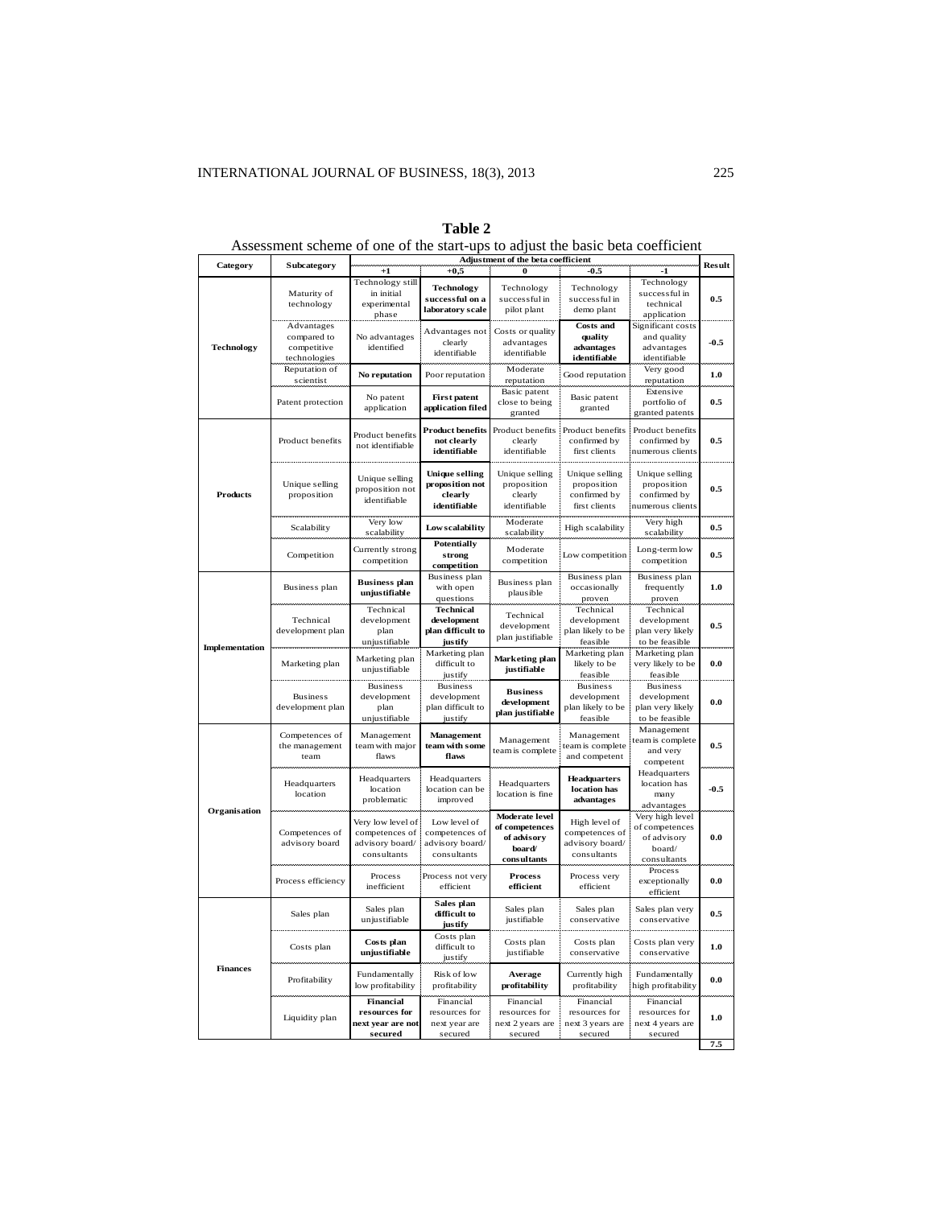**Table 2**

Assessment scheme of one of the start-ups to adjust the basic beta coefficient

| Category | Subcategory | Adjustment of the beta coefficient | | | | | Result |
|---|---|---|---|---|---|---|---|
| | | +1 | +0,5 | 0 | -0.5 | -1 | |
| Technology | Maturity of technology | Technology still in initial experimental phase | **Technology successful on a laboratory scale** | Technology successful in pilot plant | Technology successful in demo plant | Technology successful in technical application | 0.5 |
| | Advantages compared to competitive technologies | No advantages identified | Advantages not clearly identifiable | Costs or quality advantages identifiable | **Costs and quality advantages identifiable** | Significant costs and quality advantages identifiable | -0.5 |
| | Reputation of scientist | **No reputation** | Poor reputation | Moderate reputation | Good reputation | Very good reputation | 1.0 |
| | Patent protection | No patent application | **First patent application filed** | Basic patent close to being granted | Basic patent granted | Extensive portfolio of granted patents | 0.5 |
| Products | Product benefits | Product benefits not identifiable | **Product benefits not clearly identifiable** | Product benefits clearly identifiable | Product benefits confirmed by first clients | Product benefits confirmed by numerous clients | 0.5 |
| | Unique selling proposition | Unique selling proposition not identifiable | **Unique selling proposition not clearly identifiable** | Unique selling proposition clearly identifiable | Unique selling proposition confirmed by first clients | Unique selling proposition confirmed by numerous clients | 0.5 |
| | Scalability | Very low scalability | **Low scalability** | Moderate scalability | High scalability | Very high scalability | 0.5 |
| | Competition | Currently strong competition | **Potentially strong competition** | Moderate competition | Low competition | Long-term low competition | 0.5 |
| Implementation | Business plan | **Business plan unjustifiable** | Business plan with open questions | Business plan plausible | Business plan occasionally proven | Business plan frequently proven | 1.0 |
| | Technical development plan | Technical development plan unjustifiable | **Technical development plan difficult to justify** | Technical development plan justifiable | Technical development plan likely to be feasible | Technical development plan very likely to be feasible | 0.5 |
| | Marketing plan | Marketing plan unjustifiable | Marketing plan difficult to justify | **Marketing plan justifiable** | Marketing plan likely to be feasible | Marketing plan very likely to be feasible | 0.0 |
| | Business development plan | Business development plan unjustifiable | Business development plan difficult to justify | **Business development plan justifiable** | Business development plan likely to be feasible | Business development plan very likely to be feasible | 0.0 |
| Organisation | Competences of the management team | Management team with major flaws | **Management team with some flaws** | Management team is complete | Management team is complete and competent | Management team is complete and very competent | 0.5 |
| | Headquarters location | Headquarters location problematic | Headquarters location can be improved | Headquarters location is fine | **Headquarters location has advantages** | Headquarters location has many advantages | -0.5 |
| | Competences of advisory board | Very low level of competences of advisory board/ consultants | Low level of competences of advisory board/ consultants | **Moderate level of competences of advisory board/ consultants** | High level of competences of advisory board/ consultants | Very high level of competences of advisory board/ consultants | 0.0 |
| | Process efficiency | Process inefficient | Process not very efficient | **Process efficient** | Process very efficient | Process exceptionally efficient | 0.0 |
| Finances | Sales plan | Sales plan unjustifiable | **Sales plan difficult to justify** | Sales plan justifiable | Sales plan conservative | Sales plan very conservative | 0.5 |
| | Costs plan | **Costs plan unjustifiable** | Costs plan difficult to justify | Costs plan justifiable | Costs plan conservative | Costs plan very conservative | 1.0 |
| | Profitability | Fundamentally low profitability | Risk of low profitability | **Average profitability** | Currently high profitability | Fundamentally high profitability | 0.0 |
| | Liquidity plan | **Financial resources for next year are not secured** | Financial resources for next year are secured | Financial resources for next 2 years are secured | Financial resources for next 3 years are secured | Financial resources for next 4 years are secured | 1.0 |
| | | | | | | | **7.5** |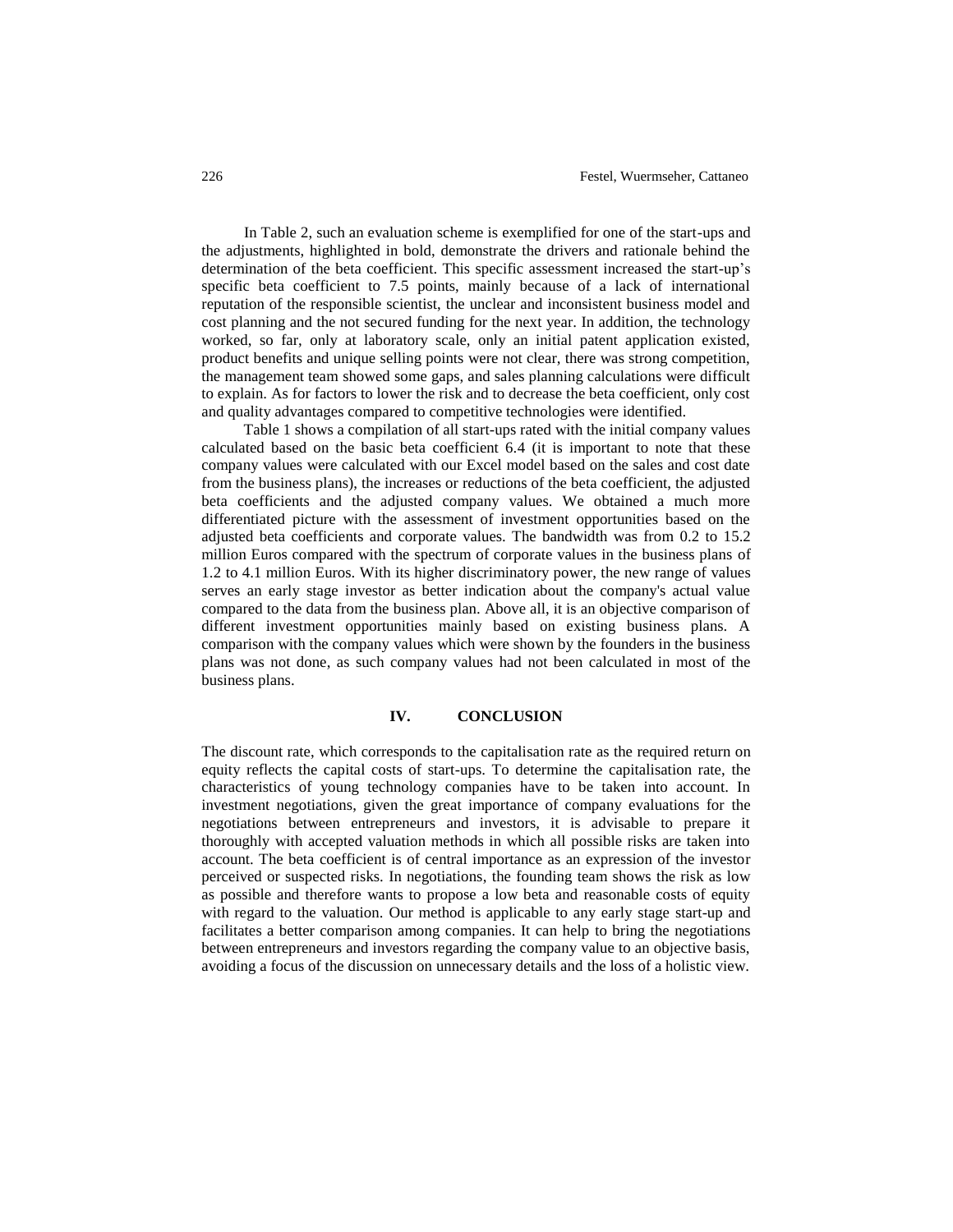In Table 2, such an evaluation scheme is exemplified for one of the start-ups and the adjustments, highlighted in bold, demonstrate the drivers and rationale behind the determination of the beta coefficient. This specific assessment increased the start-up's specific beta coefficient to 7.5 points, mainly because of a lack of international reputation of the responsible scientist, the unclear and inconsistent business model and cost planning and the not secured funding for the next year. In addition, the technology worked, so far, only at laboratory scale, only an initial patent application existed, product benefits and unique selling points were not clear, there was strong competition, the management team showed some gaps, and sales planning calculations were difficult to explain. As for factors to lower the risk and to decrease the beta coefficient, only cost and quality advantages compared to competitive technologies were identified.

Table 1 shows a compilation of all start-ups rated with the initial company values calculated based on the basic beta coefficient 6.4 (it is important to note that these company values were calculated with our Excel model based on the sales and cost date from the business plans), the increases or reductions of the beta coefficient, the adjusted beta coefficients and the adjusted company values. We obtained a much more differentiated picture with the assessment of investment opportunities based on the adjusted beta coefficients and corporate values. The bandwidth was from 0.2 to 15.2 million Euros compared with the spectrum of corporate values in the business plans of 1.2 to 4.1 million Euros. With its higher discriminatory power, the new range of values serves an early stage investor as better indication about the company's actual value compared to the data from the business plan. Above all, it is an objective comparison of different investment opportunities mainly based on existing business plans. A comparison with the company values which were shown by the founders in the business plans was not done, as such company values had not been calculated in most of the business plans.

## IV. CONCLUSION

The discount rate, which corresponds to the capitalisation rate as the required return on equity reflects the capital costs of start-ups. To determine the capitalisation rate, the characteristics of young technology companies have to be taken into account. In investment negotiations, given the great importance of company evaluations for the negotiations between entrepreneurs and investors, it is advisable to prepare it thoroughly with accepted valuation methods in which all possible risks are taken into account. The beta coefficient is of central importance as an expression of the investor perceived or suspected risks. In negotiations, the founding team shows the risk as low as possible and therefore wants to propose a low beta and reasonable costs of equity with regard to the valuation. Our method is applicable to any early stage start-up and facilitates a better comparison among companies. It can help to bring the negotiations between entrepreneurs and investors regarding the company value to an objective basis, avoiding a focus of the discussion on unnecessary details and the loss of a holistic view.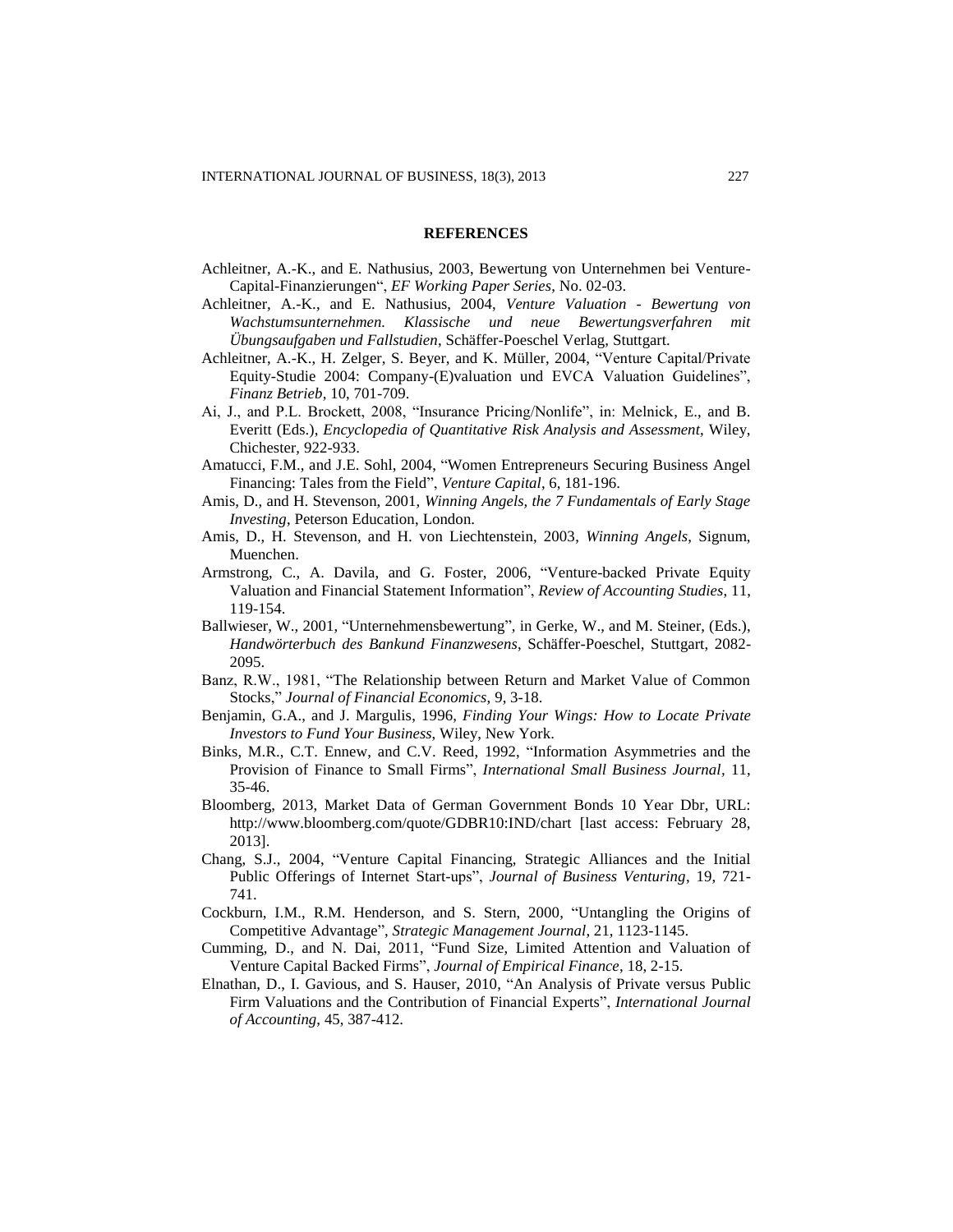## REFERENCES

Achleitner, A.-K., and E. Nathusius, 2003, Bewertung von Unternehmen bei Venture-Capital-Finanzierungen“, *EF Working Paper Series*, No. 02-03.

Achleitner, A.-K., and E. Nathusius, 2004, *Venture Valuation - Bewertung von Wachstumsunternehmen. Klassische und neue Bewertungsverfahren mit Übungsaufgaben und Fallstudien*, Schäffer-Poeschel Verlag, Stuttgart.

Achleitner, A.-K., H. Zelger, S. Beyer, and K. Müller, 2004, “Venture Capital/Private Equity-Studie 2004: Company-(E)valuation und EVCA Valuation Guidelines”, *Finanz Betrieb*, 10, 701-709.

Ai, J., and P.L. Brockett, 2008, “Insurance Pricing/Nonlife”, in: Melnick, E., and B. Everitt (Eds.), *Encyclopedia of Quantitative Risk Analysis and Assessment*, Wiley, Chichester, 922-933.

Amatucci, F.M., and J.E. Sohl, 2004, “Women Entrepreneurs Securing Business Angel Financing: Tales from the Field”, *Venture Capital*, 6, 181-196.

Amis, D., and H. Stevenson, 2001, *Winning Angels, the 7 Fundamentals of Early Stage Investing*, Peterson Education, London.

Amis, D., H. Stevenson, and H. von Liechtenstein, 2003, *Winning Angels*, Signum, Muenchen.

Armstrong, C., A. Davila, and G. Foster, 2006, “Venture-backed Private Equity Valuation and Financial Statement Information”, *Review of Accounting Studies*, 11, 119-154.

Ballwieser, W., 2001, “Unternehmensbewertung”, in Gerke, W., and M. Steiner, (Eds.), *Handwörterbuch des Bankund Finanzwesens*, Schäffer-Poeschel, Stuttgart, 2082-2095.

Banz, R.W., 1981, “The Relationship between Return and Market Value of Common Stocks,” *Journal of Financial Economics*, 9, 3-18.

Benjamin, G.A., and J. Margulis, 1996, *Finding Your Wings: How to Locate Private Investors to Fund Your Business*, Wiley, New York.

Binks, M.R., C.T. Ennew, and C.V. Reed, 1992, “Information Asymmetries and the Provision of Finance to Small Firms”, *International Small Business Journal*, 11, 35-46.

Bloomberg, 2013, Market Data of German Government Bonds 10 Year Dbr, URL: http://www.bloomberg.com/quote/GDBR10:IND/chart [last access: February 28, 2013].

Chang, S.J., 2004, “Venture Capital Financing, Strategic Alliances and the Initial Public Offerings of Internet Start-ups”, *Journal of Business Venturing*, 19, 721-741.

Cockburn, I.M., R.M. Henderson, and S. Stern, 2000, “Untangling the Origins of Competitive Advantage”, *Strategic Management Journal*, 21, 1123-1145.

Cumming, D., and N. Dai, 2011, “Fund Size, Limited Attention and Valuation of Venture Capital Backed Firms”, *Journal of Empirical Finance*, 18, 2-15.

Elnathan, D., I. Gavious, and S. Hauser, 2010, “An Analysis of Private versus Public Firm Valuations and the Contribution of Financial Experts”, *International Journal of Accounting*, 45, 387-412.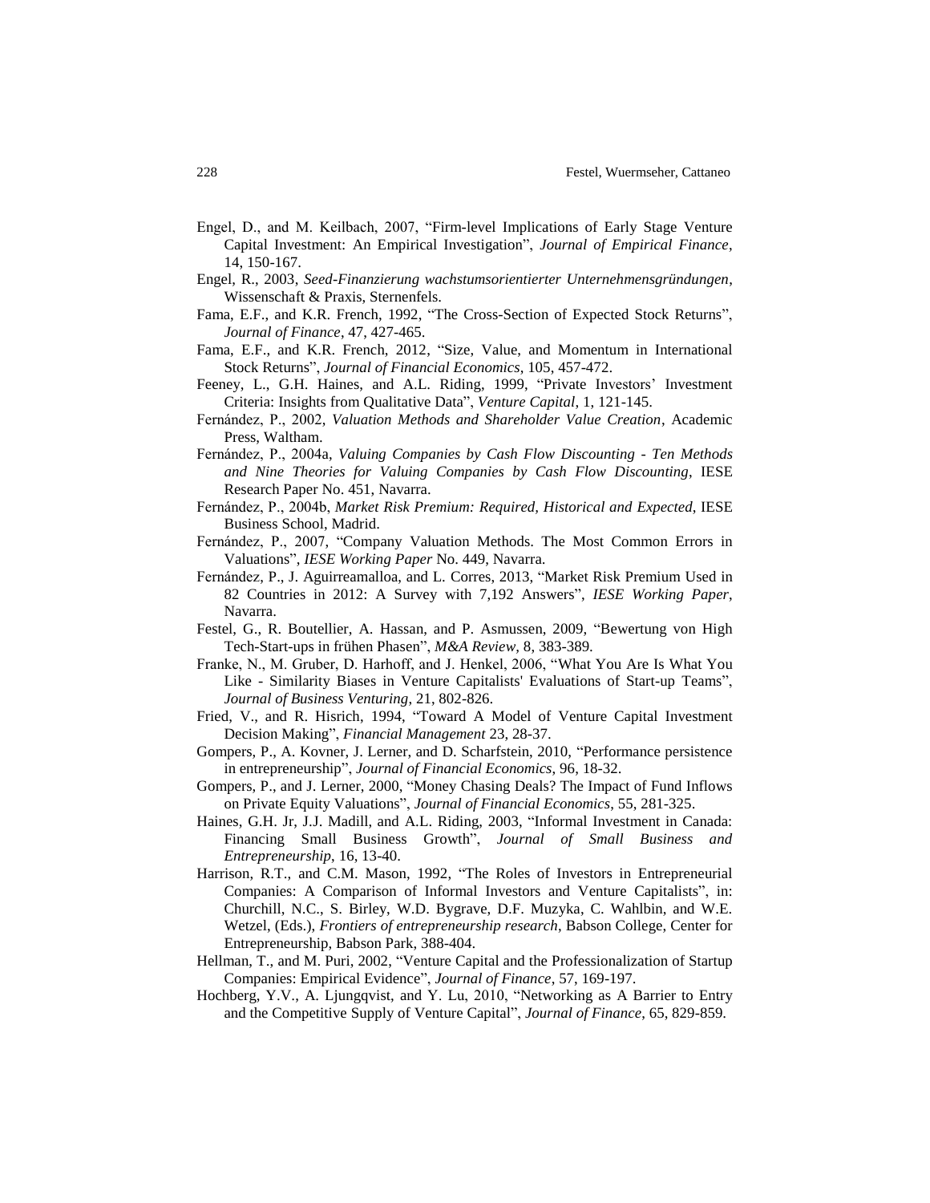Engel, D., and M. Keilbach, 2007, "Firm-level Implications of Early Stage Venture Capital Investment: An Empirical Investigation", *Journal of Empirical Finance*, 14, 150-167.

Engel, R., 2003, *Seed-Finanzierung wachstumsorientierter Unternehmensgründungen*, Wissenschaft & Praxis, Sternenfels.

Fama, E.F., and K.R. French, 1992, "The Cross-Section of Expected Stock Returns", *Journal of Finance*, 47, 427-465.

Fama, E.F., and K.R. French, 2012, "Size, Value, and Momentum in International Stock Returns", *Journal of Financial Economics*, 105, 457-472.

Feeney, L., G.H. Haines, and A.L. Riding, 1999, "Private Investors' Investment Criteria: Insights from Qualitative Data", *Venture Capital*, 1, 121-145.

Fernández, P., 2002, *Valuation Methods and Shareholder Value Creation*, Academic Press, Waltham.

Fernández, P., 2004a, *Valuing Companies by Cash Flow Discounting - Ten Methods and Nine Theories for Valuing Companies by Cash Flow Discounting*, IESE Research Paper No. 451, Navarra.

Fernández, P., 2004b, *Market Risk Premium: Required, Historical and Expected*, IESE Business School, Madrid.

Fernández, P., 2007, "Company Valuation Methods. The Most Common Errors in Valuations", *IESE Working Paper* No. 449, Navarra.

Fernández, P., J. Aguirreamalloa, and L. Corres, 2013, "Market Risk Premium Used in 82 Countries in 2012: A Survey with 7,192 Answers", *IESE Working Paper*, Navarra.

Festel, G., R. Boutellier, A. Hassan, and P. Asmussen, 2009, "Bewertung von High Tech-Start-ups in frühen Phasen", *M&A Review*, 8, 383-389.

Franke, N., M. Gruber, D. Harhoff, and J. Henkel, 2006, "What You Are Is What You Like - Similarity Biases in Venture Capitalists' Evaluations of Start-up Teams", *Journal of Business Venturing*, 21, 802-826.

Fried, V., and R. Hisrich, 1994, "Toward A Model of Venture Capital Investment Decision Making", *Financial Management* 23, 28-37.

Gompers, P., A. Kovner, J. Lerner, and D. Scharfstein, 2010, "Performance persistence in entrepreneurship", *Journal of Financial Economics*, 96, 18-32.

Gompers, P., and J. Lerner, 2000, "Money Chasing Deals? The Impact of Fund Inflows on Private Equity Valuations", *Journal of Financial Economics*, 55, 281-325.

Haines, G.H. Jr, J.J. Madill, and A.L. Riding, 2003, "Informal Investment in Canada: Financing Small Business Growth", *Journal of Small Business and Entrepreneurship*, 16, 13-40.

Harrison, R.T., and C.M. Mason, 1992, "The Roles of Investors in Entrepreneurial Companies: A Comparison of Informal Investors and Venture Capitalists", in: Churchill, N.C., S. Birley, W.D. Bygrave, D.F. Muzyka, C. Wahlbin, and W.E. Wetzel, (Eds.), *Frontiers of entrepreneurship research*, Babson College, Center for Entrepreneurship, Babson Park, 388-404.

Hellman, T., and M. Puri, 2002, "Venture Capital and the Professionalization of Startup Companies: Empirical Evidence", *Journal of Finance*, 57, 169-197.

Hochberg, Y.V., A. Ljungqvist, and Y. Lu, 2010, "Networking as A Barrier to Entry and the Competitive Supply of Venture Capital", *Journal of Finance*, 65, 829-859.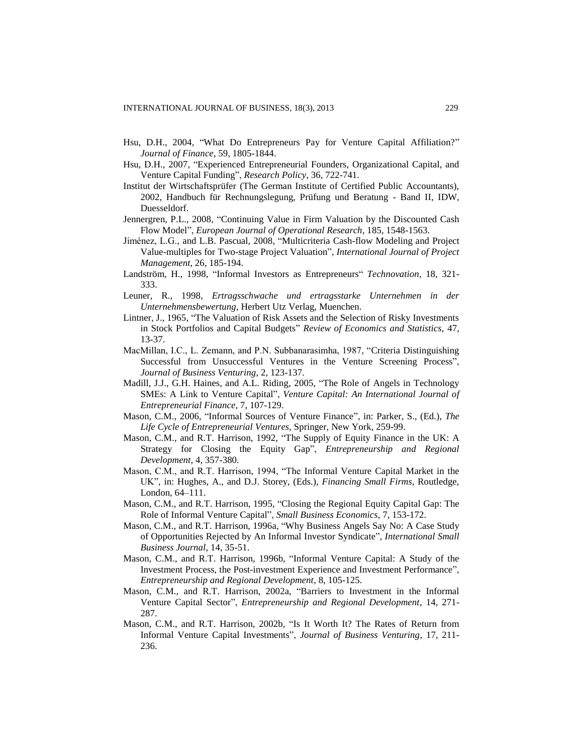Hsu, D.H., 2004, “What Do Entrepreneurs Pay for Venture Capital Affiliation?” *Journal of Finance*, 59, 1805-1844.

Hsu, D.H., 2007, “Experienced Entrepreneurial Founders, Organizational Capital, and Venture Capital Funding”, *Research Policy*, 36, 722-741.

Institut der Wirtschaftsprüfer (The German Institute of Certified Public Accountants), 2002, Handbuch für Rechnungslegung, Prüfung und Beratung - Band II, IDW, Duesseldorf.

Jennergren, P.L., 2008, “Continuing Value in Firm Valuation by the Discounted Cash Flow Model”, *European Journal of Operational Research*, 185, 1548-1563.

Jiménez, L.G., and L.B. Pascual, 2008, “Multicriteria Cash-flow Modeling and Project Value-multiples for Two-stage Project Valuation”, *International Journal of Project Management*, 26, 185-194.

Landström, H., 1998, “Informal Investors as Entrepreneurs“ *Technovation*, 18, 321-333.

Leuner, R., 1998, *Ertragsschwache und ertragsstarke Unternehmen in der Unternehmensbewertung*, Herbert Utz Verlag, Muenchen.

Lintner, J., 1965, “The Valuation of Risk Assets and the Selection of Risky Investments in Stock Portfolios and Capital Budgets” *Review of Economics and Statistics*, 47, 13-37.

MacMillan, I.C., L. Zemann, and P.N. Subbanarasimha, 1987, “Criteria Distinguishing Successful from Unsuccessful Ventures in the Venture Screening Process”, *Journal of Business Venturing*, 2, 123-137.

Madill, J.J., G.H. Haines, and A.L. Riding, 2005, “The Role of Angels in Technology SMEs: A Link to Venture Capital”, *Venture Capital: An International Journal of Entrepreneurial Finance*, 7, 107-129.

Mason, C.M., 2006, “Informal Sources of Venture Finance”, in: Parker, S., (Ed.), *The Life Cycle of Entrepreneurial Ventures*, Springer, New York, 259-99.

Mason, C.M., and R.T. Harrison, 1992, “The Supply of Equity Finance in the UK: A Strategy for Closing the Equity Gap”, *Entrepreneurship and Regional Development*, 4, 357-380.

Mason, C.M., and R.T. Harrison, 1994, “The Informal Venture Capital Market in the UK”, in: Hughes, A., and D.J. Storey, (Eds.), *Financing Small Firms*, Routledge, London, 64–111.

Mason, C.M., and R.T. Harrison, 1995, “Closing the Regional Equity Capital Gap: The Role of Informal Venture Capital”, *Small Business Economics*, 7, 153-172.

Mason, C.M., and R.T. Harrison, 1996a, “Why Business Angels Say No: A Case Study of Opportunities Rejected by An Informal Investor Syndicate”, *International Small Business Journal*, 14, 35-51.

Mason, C.M., and R.T. Harrison, 1996b, “Informal Venture Capital: A Study of the Investment Process, the Post-investment Experience and Investment Performance”, *Entrepreneurship and Regional Development*, 8, 105-125.

Mason, C.M., and R.T. Harrison, 2002a, “Barriers to Investment in the Informal Venture Capital Sector”, *Entrepreneurship and Regional Development*, 14, 271-287.

Mason, C.M., and R.T. Harrison, 2002b, “Is It Worth It? The Rates of Return from Informal Venture Capital Investments”, *Journal of Business Venturing*, 17, 211-236.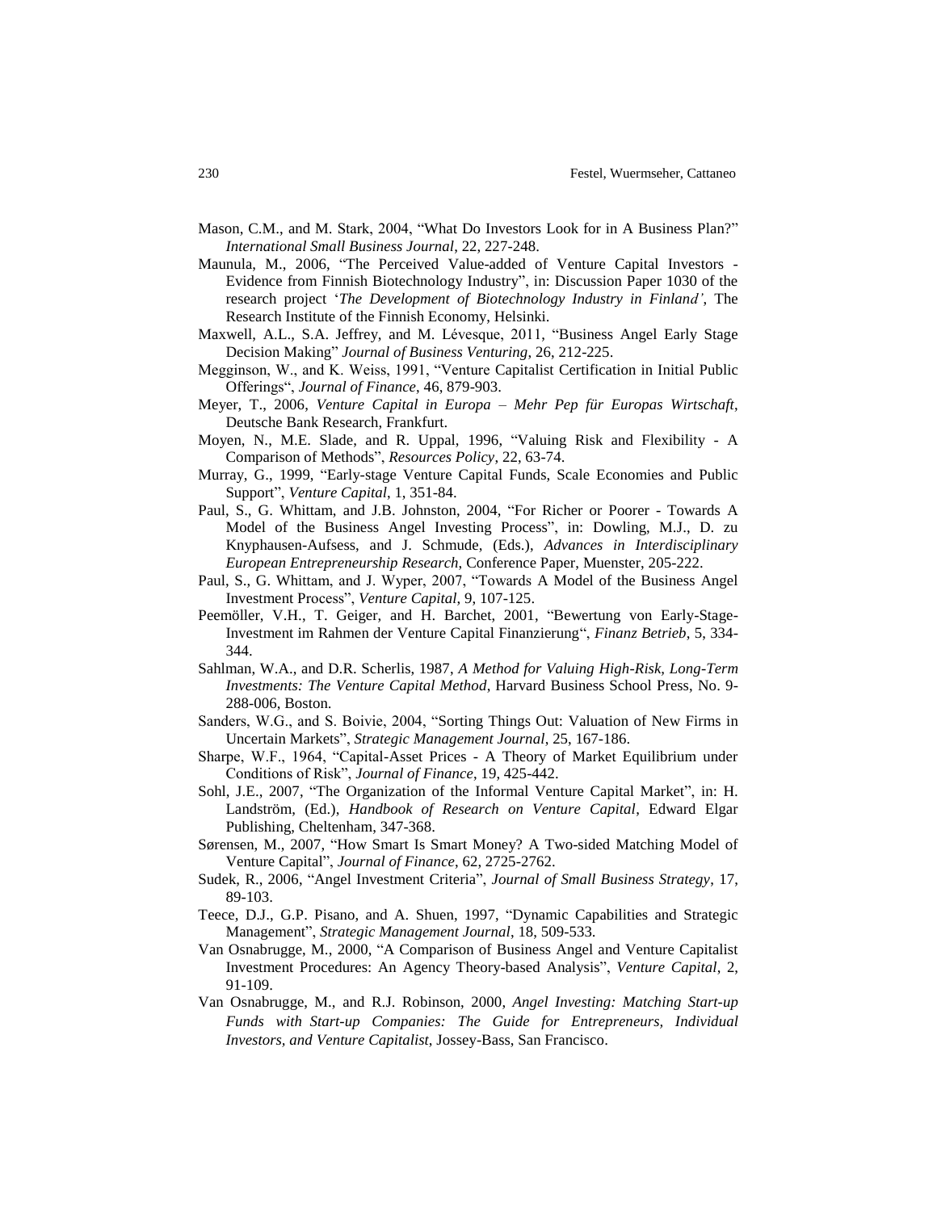Mason, C.M., and M. Stark, 2004, "What Do Investors Look for in A Business Plan?" *International Small Business Journal*, 22, 227-248.

Maunula, M., 2006, "The Perceived Value-added of Venture Capital Investors - Evidence from Finnish Biotechnology Industry", in: Discussion Paper 1030 of the research project '*The Development of Biotechnology Industry in Finland'*, The Research Institute of the Finnish Economy, Helsinki.

Maxwell, A.L., S.A. Jeffrey, and M. Lévesque, 2011, "Business Angel Early Stage Decision Making" *Journal of Business Venturing*, 26, 212-225.

Megginson, W., and K. Weiss, 1991, "Venture Capitalist Certification in Initial Public Offerings", *Journal of Finance*, 46, 879-903.

Meyer, T., 2006, *Venture Capital in Europa – Mehr Pep für Europas Wirtschaft*, Deutsche Bank Research, Frankfurt.

Moyen, N., M.E. Slade, and R. Uppal, 1996, "Valuing Risk and Flexibility - A Comparison of Methods", *Resources Policy*, 22, 63-74.

Murray, G., 1999, "Early-stage Venture Capital Funds, Scale Economies and Public Support", *Venture Capital*, 1, 351-84.

Paul, S., G. Whittam, and J.B. Johnston, 2004, "For Richer or Poorer - Towards A Model of the Business Angel Investing Process", in: Dowling, M.J., D. zu Knyphausen-Aufsess, and J. Schmude, (Eds.), *Advances in Interdisciplinary European Entrepreneurship Research*, Conference Paper, Muenster, 205-222.

Paul, S., G. Whittam, and J. Wyper, 2007, "Towards A Model of the Business Angel Investment Process", *Venture Capital*, 9, 107-125.

Peemöller, V.H., T. Geiger, and H. Barchet, 2001, "Bewertung von Early-Stage-Investment im Rahmen der Venture Capital Finanzierung", *Finanz Betrieb*, 5, 334-344.

Sahlman, W.A., and D.R. Scherlis, 1987, *A Method for Valuing High-Risk, Long-Term Investments: The Venture Capital Method*, Harvard Business School Press, No. 9-288-006, Boston.

Sanders, W.G., and S. Boivie, 2004, "Sorting Things Out: Valuation of New Firms in Uncertain Markets", *Strategic Management Journal*, 25, 167-186.

Sharpe, W.F., 1964, "Capital-Asset Prices - A Theory of Market Equilibrium under Conditions of Risk", *Journal of Finance*, 19, 425-442.

Sohl, J.E., 2007, "The Organization of the Informal Venture Capital Market", in: H. Landström, (Ed.), *Handbook of Research on Venture Capital*, Edward Elgar Publishing, Cheltenham, 347-368.

Sørensen, M., 2007, "How Smart Is Smart Money? A Two-sided Matching Model of Venture Capital", *Journal of Finance*, 62, 2725-2762.

Sudek, R., 2006, "Angel Investment Criteria", *Journal of Small Business Strategy*, 17, 89-103.

Teece, D.J., G.P. Pisano, and A. Shuen, 1997, "Dynamic Capabilities and Strategic Management", *Strategic Management Journal*, 18, 509-533.

Van Osnabrugge, M., 2000, "A Comparison of Business Angel and Venture Capitalist Investment Procedures: An Agency Theory-based Analysis", *Venture Capital*, 2, 91-109.

Van Osnabrugge, M., and R.J. Robinson, 2000, *Angel Investing: Matching Start-up Funds with Start-up Companies: The Guide for Entrepreneurs, Individual Investors, and Venture Capitalist*, Jossey-Bass, San Francisco.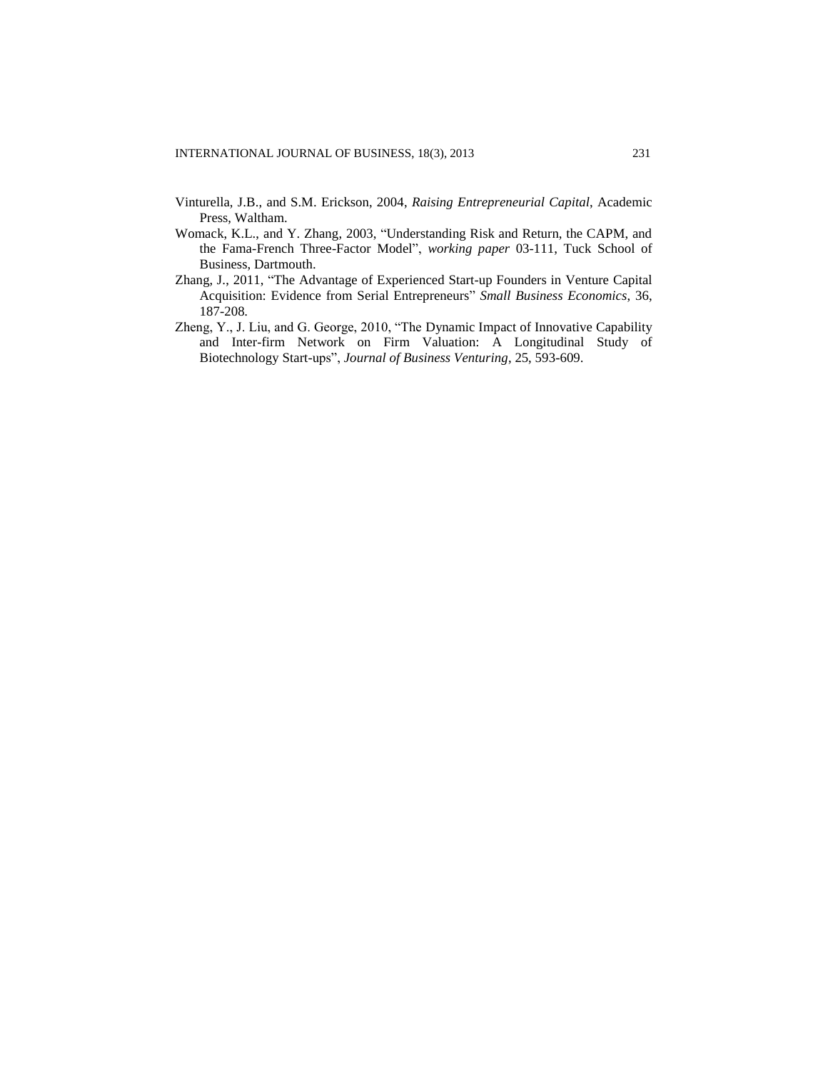Vinturella, J.B., and S.M. Erickson, 2004, *Raising Entrepreneurial Capital*, Academic Press, Waltham.

Womack, K.L., and Y. Zhang, 2003, "Understanding Risk and Return, the CAPM, and the Fama-French Three-Factor Model", *working paper* 03-111, Tuck School of Business, Dartmouth.

Zhang, J., 2011, "The Advantage of Experienced Start-up Founders in Venture Capital Acquisition: Evidence from Serial Entrepreneurs" *Small Business Economics*, 36, 187-208.

Zheng, Y., J. Liu, and G. George, 2010, "The Dynamic Impact of Innovative Capability and Inter-firm Network on Firm Valuation: A Longitudinal Study of Biotechnology Start-ups", *Journal of Business Venturing*, 25, 593-609.